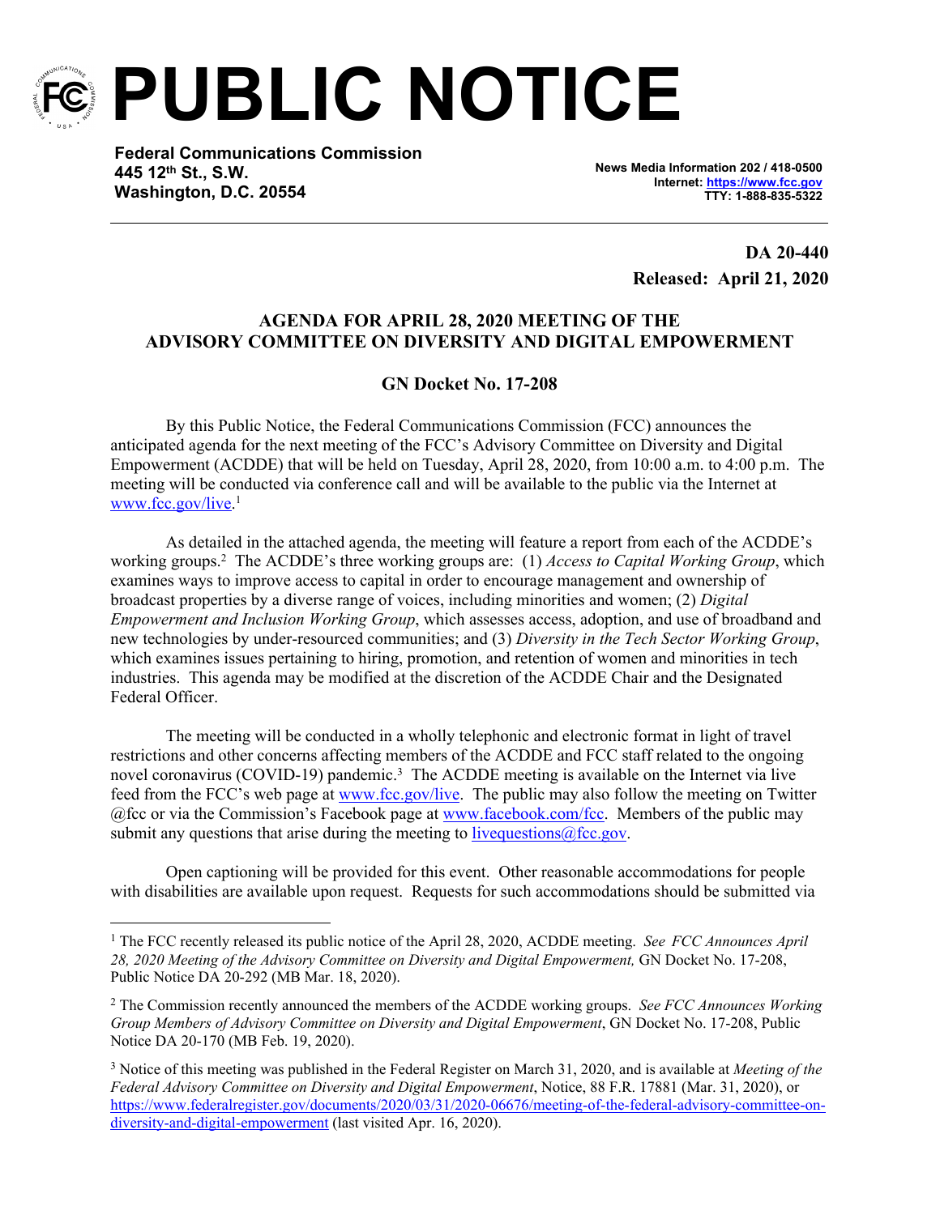# PUBLIC NOTICE

**Federal Communications Commission**
**445 12th St., S.W.**
**Washington, D.C. 20554**

**News Media Information 202 / 418-0500**
**Internet: https://www.fcc.gov**
**TTY: 1-888-835-5322**

**DA 20-440**
**Released: April 21, 2020**

## AGENDA FOR APRIL 28, 2020 MEETING OF THE ADVISORY COMMITTEE ON DIVERSITY AND DIGITAL EMPOWERMENT

### GN Docket No. 17-208

By this Public Notice, the Federal Communications Commission (FCC) announces the anticipated agenda for the next meeting of the FCC's Advisory Committee on Diversity and Digital Empowerment (ACDDE) that will be held on Tuesday, April 28, 2020, from 10:00 a.m. to 4:00 p.m. The meeting will be conducted via conference call and will be available to the public via the Internet at www.fcc.gov/live.[1]

As detailed in the attached agenda, the meeting will feature a report from each of the ACDDE's working groups.[2] The ACDDE's three working groups are: (1) *Access to Capital Working Group*, which examines ways to improve access to capital in order to encourage management and ownership of broadcast properties by a diverse range of voices, including minorities and women; (2) *Digital Empowerment and Inclusion Working Group*, which assesses access, adoption, and use of broadband and new technologies by under-resourced communities; and (3) *Diversity in the Tech Sector Working Group*, which examines issues pertaining to hiring, promotion, and retention of women and minorities in tech industries. This agenda may be modified at the discretion of the ACDDE Chair and the Designated Federal Officer.

The meeting will be conducted in a wholly telephonic and electronic format in light of travel restrictions and other concerns affecting members of the ACDDE and FCC staff related to the ongoing novel coronavirus (COVID-19) pandemic.[3] The ACDDE meeting is available on the Internet via live feed from the FCC's web page at www.fcc.gov/live. The public may also follow the meeting on Twitter @fcc or via the Commission's Facebook page at www.facebook.com/fcc. Members of the public may submit any questions that arise during the meeting to livequestions@fcc.gov.

Open captioning will be provided for this event. Other reasonable accommodations for people with disabilities are available upon request. Requests for such accommodations should be submitted via

---

[1] The FCC recently released its public notice of the April 28, 2020, ACDDE meeting. *See FCC Announces April 28, 2020 Meeting of the Advisory Committee on Diversity and Digital Empowerment,* GN Docket No. 17-208, Public Notice DA 20-292 (MB Mar. 18, 2020).

[2] The Commission recently announced the members of the ACDDE working groups. *See FCC Announces Working Group Members of Advisory Committee on Diversity and Digital Empowerment*, GN Docket No. 17-208, Public Notice DA 20-170 (MB Feb. 19, 2020).

[3] Notice of this meeting was published in the Federal Register on March 31, 2020, and is available at *Meeting of the Federal Advisory Committee on Diversity and Digital Empowerment*, Notice, 88 F.R. 17881 (Mar. 31, 2020), or https://www.federalregister.gov/documents/2020/03/31/2020-06676/meeting-of-the-federal-advisory-committee-on-diversity-and-digital-empowerment (last visited Apr. 16, 2020).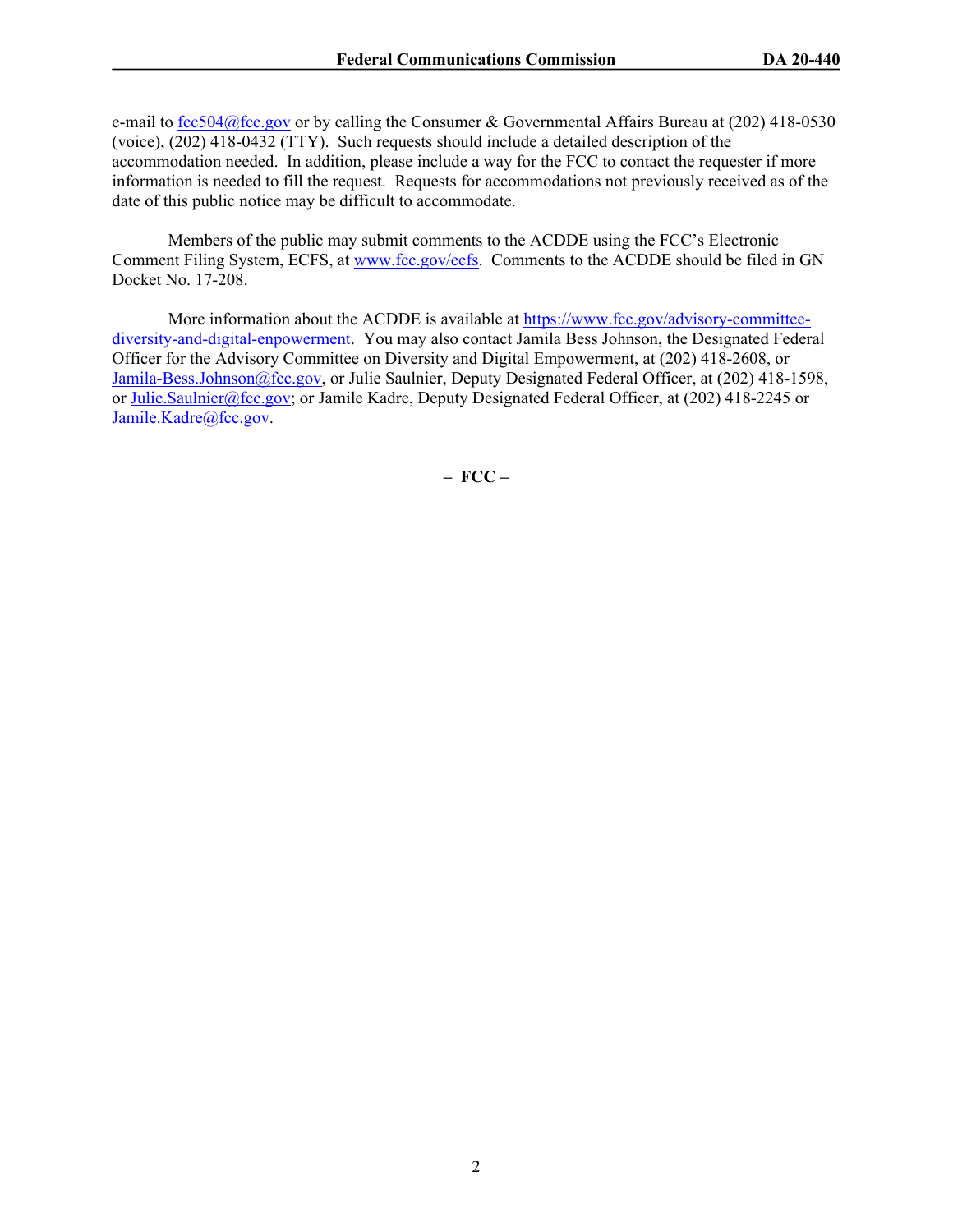e-mail to [fcc504@fcc.gov](mailto:fcc504@fcc.gov) or by calling the Consumer & Governmental Affairs Bureau at (202) 418-0530 (voice), (202) 418-0432 (TTY). Such requests should include a detailed description of the accommodation needed. In addition, please include a way for the FCC to contact the requester if more information is needed to fill the request. Requests for accommodations not previously received as of the date of this public notice may be difficult to accommodate.

Members of the public may submit comments to the ACDDE using the FCC's Electronic Comment Filing System, ECFS, at [www.fcc.gov/ecfs](http://www.fcc.gov/ecfs). Comments to the ACDDE should be filed in GN Docket No. 17-208.

More information about the ACDDE is available at [https://www.fcc.gov/advisory-committee-diversity-and-digital-enpowerment](https://www.fcc.gov/advisory-committee-diversity-and-digital-enpowerment). You may also contact Jamila Bess Johnson, the Designated Federal Officer for the Advisory Committee on Diversity and Digital Empowerment, at (202) 418-2608, or [Jamila-Bess.Johnson@fcc.gov](mailto:Jamila-Bess.Johnson@fcc.gov), or Julie Saulnier, Deputy Designated Federal Officer, at (202) 418-1598, or [Julie.Saulnier@fcc.gov](mailto:Julie.Saulnier@fcc.gov); or Jamile Kadre, Deputy Designated Federal Officer, at (202) 418-2245 or [Jamile.Kadre@fcc.gov](mailto:Jamile.Kadre@fcc.gov).

**– FCC –**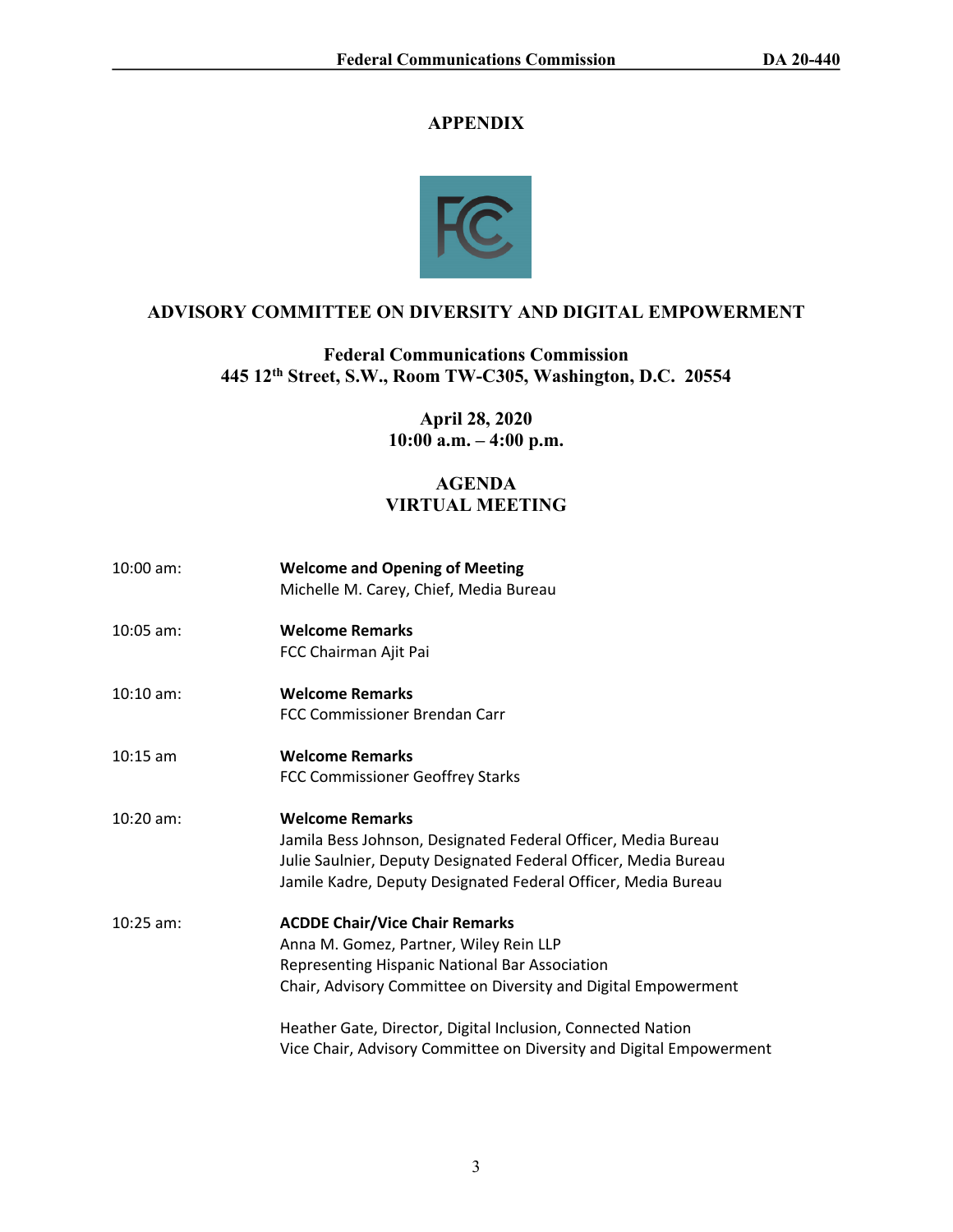# APPENDIX

## ADVISORY COMMITTEE ON DIVERSITY AND DIGITAL EMPOWERMENT

**Federal Communications Commission**
**445 12th Street, S.W., Room TW-C305, Washington, D.C. 20554**

**April 28, 2020**
**10:00 a.m. – 4:00 p.m.**

**AGENDA**
**VIRTUAL MEETING**

10:00 am: **Welcome and Opening of Meeting**
Michelle M. Carey, Chief, Media Bureau

10:05 am: **Welcome Remarks**
FCC Chairman Ajit Pai

10:10 am: **Welcome Remarks**
FCC Commissioner Brendan Carr

10:15 am **Welcome Remarks**
FCC Commissioner Geoffrey Starks

10:20 am: **Welcome Remarks**
Jamila Bess Johnson, Designated Federal Officer, Media Bureau
Julie Saulnier, Deputy Designated Federal Officer, Media Bureau
Jamile Kadre, Deputy Designated Federal Officer, Media Bureau

10:25 am: **ACDDE Chair/Vice Chair Remarks**
Anna M. Gomez, Partner, Wiley Rein LLP
Representing Hispanic National Bar Association
Chair, Advisory Committee on Diversity and Digital Empowerment

Heather Gate, Director, Digital Inclusion, Connected Nation
Vice Chair, Advisory Committee on Diversity and Digital Empowerment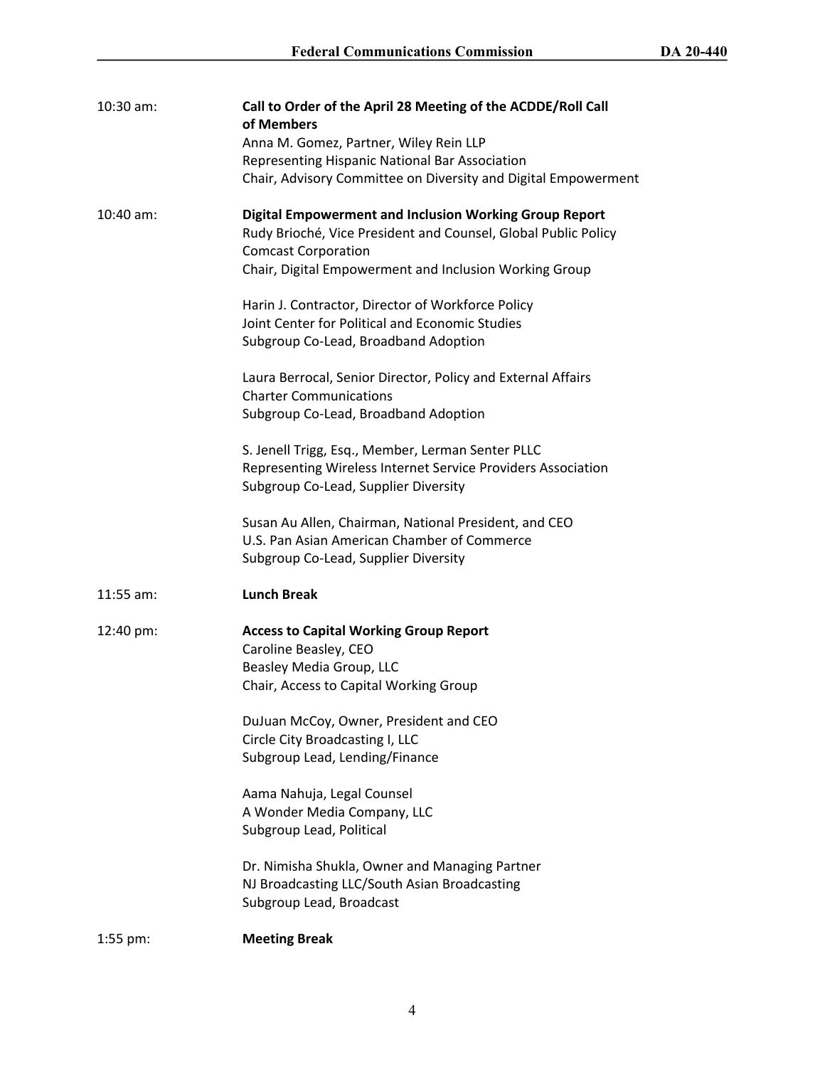10:30 am: **Call to Order of the April 28 Meeting of the ACDDE/Roll Call of Members**
Anna M. Gomez, Partner, Wiley Rein LLP
Representing Hispanic National Bar Association
Chair, Advisory Committee on Diversity and Digital Empowerment

10:40 am: **Digital Empowerment and Inclusion Working Group Report**
Rudy Brioché, Vice President and Counsel, Global Public Policy
Comcast Corporation
Chair, Digital Empowerment and Inclusion Working Group

Harin J. Contractor, Director of Workforce Policy
Joint Center for Political and Economic Studies
Subgroup Co-Lead, Broadband Adoption

Laura Berrocal, Senior Director, Policy and External Affairs
Charter Communications
Subgroup Co-Lead, Broadband Adoption

S. Jenell Trigg, Esq., Member, Lerman Senter PLLC
Representing Wireless Internet Service Providers Association
Subgroup Co-Lead, Supplier Diversity

Susan Au Allen, Chairman, National President, and CEO
U.S. Pan Asian American Chamber of Commerce
Subgroup Co-Lead, Supplier Diversity

11:55 am: **Lunch Break**

12:40 pm: **Access to Capital Working Group Report**
Caroline Beasley, CEO
Beasley Media Group, LLC
Chair, Access to Capital Working Group

DuJuan McCoy, Owner, President and CEO
Circle City Broadcasting I, LLC
Subgroup Lead, Lending/Finance

Aama Nahuja, Legal Counsel
A Wonder Media Company, LLC
Subgroup Lead, Political

Dr. Nimisha Shukla, Owner and Managing Partner
NJ Broadcasting LLC/South Asian Broadcasting
Subgroup Lead, Broadcast

1:55 pm: **Meeting Break**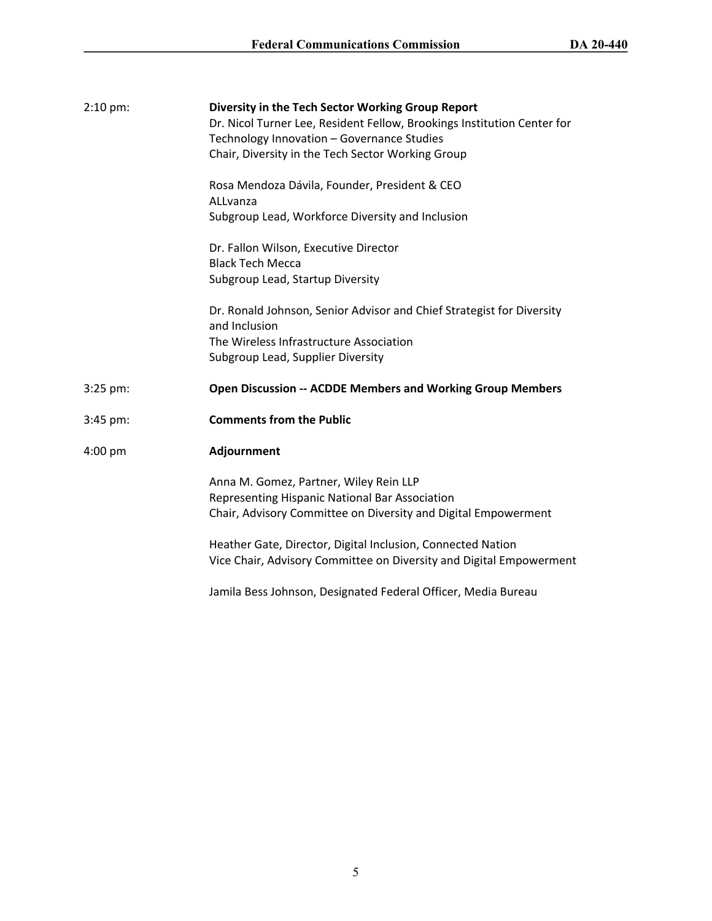2:10 pm: **Diversity in the Tech Sector Working Group Report**

Dr. Nicol Turner Lee, Resident Fellow, Brookings Institution Center for Technology Innovation – Governance Studies
Chair, Diversity in the Tech Sector Working Group

Rosa Mendoza Dávila, Founder, President & CEO
ALLvanza
Subgroup Lead, Workforce Diversity and Inclusion

Dr. Fallon Wilson, Executive Director
Black Tech Mecca
Subgroup Lead, Startup Diversity

Dr. Ronald Johnson, Senior Advisor and Chief Strategist for Diversity and Inclusion
The Wireless Infrastructure Association
Subgroup Lead, Supplier Diversity

3:25 pm: **Open Discussion -- ACDDE Members and Working Group Members**

3:45 pm: **Comments from the Public**

4:00 pm **Adjournment**

Anna M. Gomez, Partner, Wiley Rein LLP
Representing Hispanic National Bar Association
Chair, Advisory Committee on Diversity and Digital Empowerment

Heather Gate, Director, Digital Inclusion, Connected Nation
Vice Chair, Advisory Committee on Diversity and Digital Empowerment

Jamila Bess Johnson, Designated Federal Officer, Media Bureau